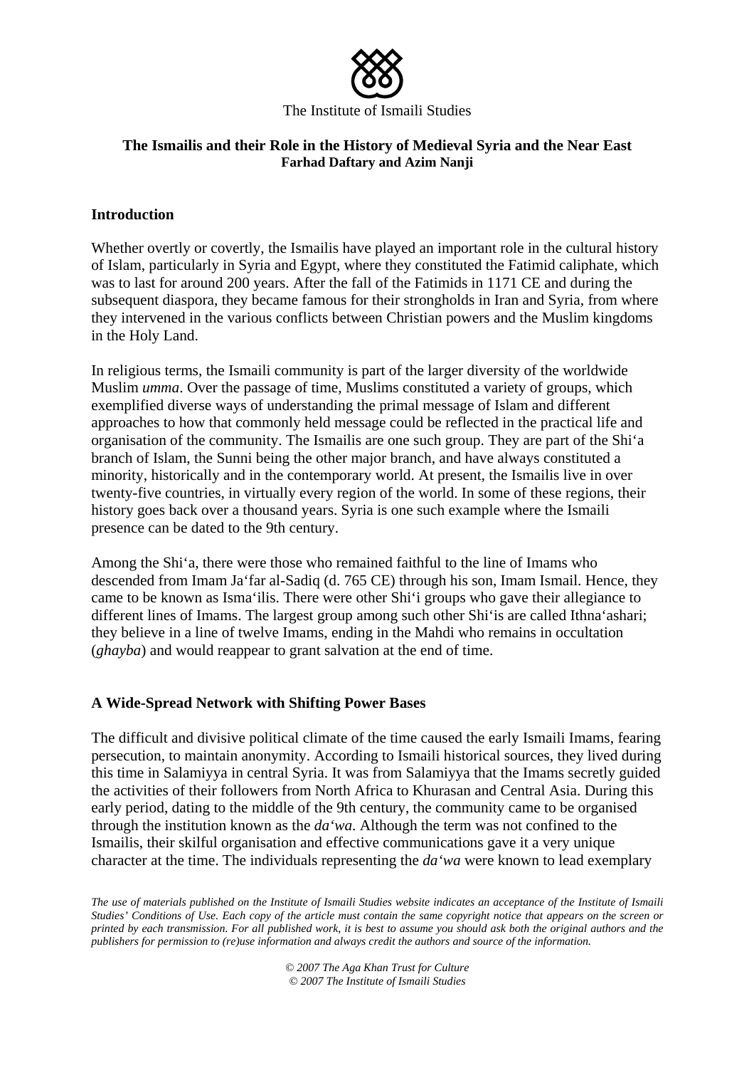The Institute of Ismaili Studies

# The Ismailis and their Role in the History of Medieval Syria and the Near East

**Farhad Daftary and Azim Nanji**

## Introduction

Whether overtly or covertly, the Ismailis have played an important role in the cultural history of Islam, particularly in Syria and Egypt, where they constituted the Fatimid caliphate, which was to last for around 200 years. After the fall of the Fatimids in 1171 CE and during the subsequent diaspora, they became famous for their strongholds in Iran and Syria, from where they intervened in the various conflicts between Christian powers and the Muslim kingdoms in the Holy Land.

In religious terms, the Ismaili community is part of the larger diversity of the worldwide Muslim *umma*. Over the passage of time, Muslims constituted a variety of groups, which exemplified diverse ways of understanding the primal message of Islam and different approaches to how that commonly held message could be reflected in the practical life and organisation of the community. The Ismailis are one such group. They are part of the Shi'a branch of Islam, the Sunni being the other major branch, and have always constituted a minority, historically and in the contemporary world. At present, the Ismailis live in over twenty-five countries, in virtually every region of the world. In some of these regions, their history goes back over a thousand years. Syria is one such example where the Ismaili presence can be dated to the 9th century.

Among the Shi'a, there were those who remained faithful to the line of Imams who descended from Imam Ja'far al-Sadiq (d. 765 CE) through his son, Imam Ismail. Hence, they came to be known as Isma'ilis. There were other Shi'i groups who gave their allegiance to different lines of Imams. The largest group among such other Shi'is are called Ithna'ashari; they believe in a line of twelve Imams, ending in the Mahdi who remains in occultation (*ghayba*) and would reappear to grant salvation at the end of time.

## A Wide-Spread Network with Shifting Power Bases

The difficult and divisive political climate of the time caused the early Ismaili Imams, fearing persecution, to maintain anonymity. According to Ismaili historical sources, they lived during this time in Salamiyya in central Syria. It was from Salamiyya that the Imams secretly guided the activities of their followers from North Africa to Khurasan and Central Asia. During this early period, dating to the middle of the 9th century, the community came to be organised through the institution known as the *da'wa*. Although the term was not confined to the Ismailis, their skilful organisation and effective communications gave it a very unique character at the time. The individuals representing the *da'wa* were known to lead exemplary

*The use of materials published on the Institute of Ismaili Studies website indicates an acceptance of the Institute of Ismaili Studies' Conditions of Use. Each copy of the article must contain the same copyright notice that appears on the screen or printed by each transmission. For all published work, it is best to assume you should ask both the original authors and the publishers for permission to (re)use information and always credit the authors and source of the information.*

*© 2007 The Aga Khan Trust for Culture*
*© 2007 The Institute of Ismaili Studies*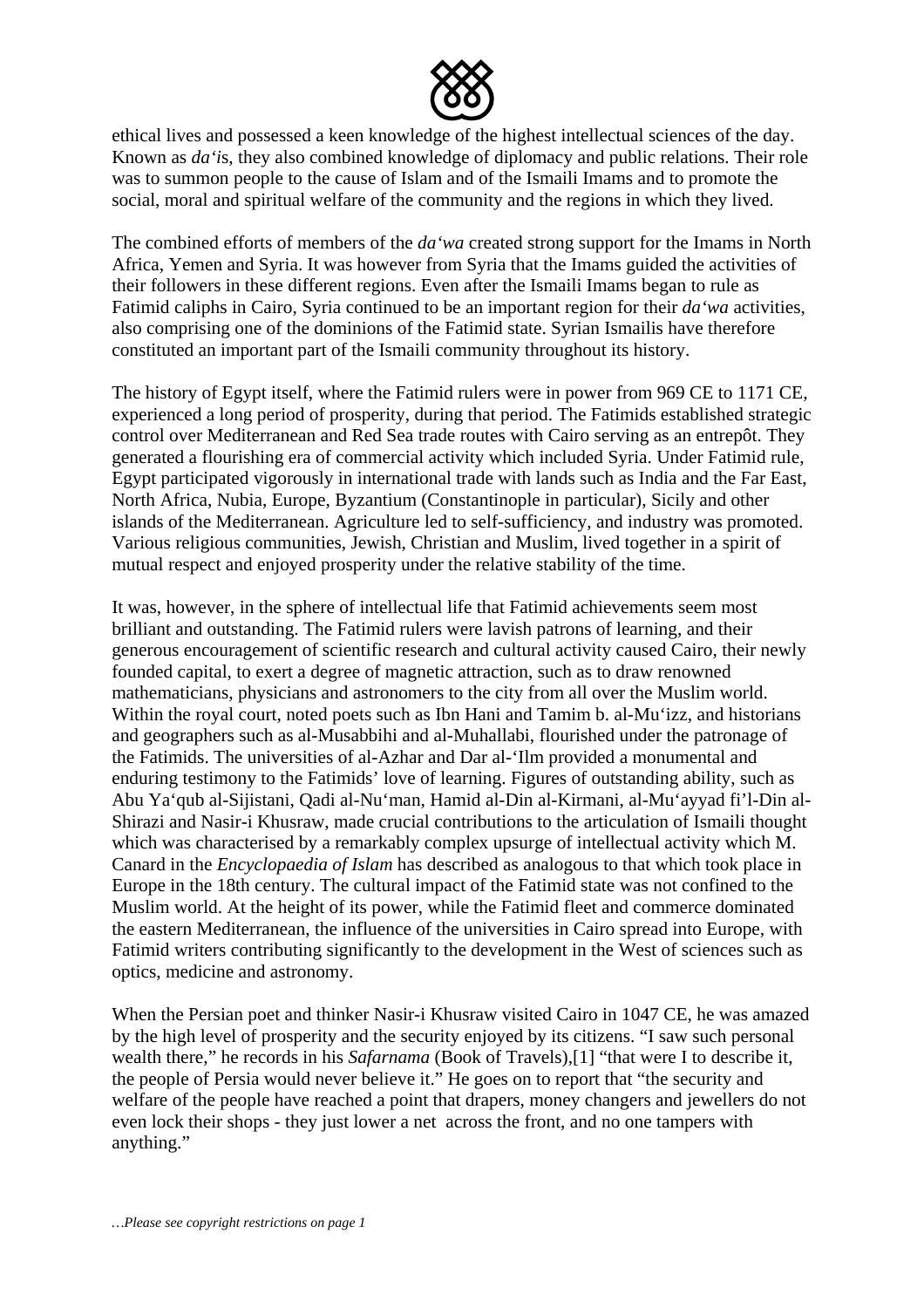ethical lives and possessed a keen knowledge of the highest intellectual sciences of the day. Known as *da'i*s, they also combined knowledge of diplomacy and public relations. Their role was to summon people to the cause of Islam and of the Ismaili Imams and to promote the social, moral and spiritual welfare of the community and the regions in which they lived.

The combined efforts of members of the *da'wa* created strong support for the Imams in North Africa, Yemen and Syria. It was however from Syria that the Imams guided the activities of their followers in these different regions. Even after the Ismaili Imams began to rule as Fatimid caliphs in Cairo, Syria continued to be an important region for their *da'wa* activities, also comprising one of the dominions of the Fatimid state. Syrian Ismailis have therefore constituted an important part of the Ismaili community throughout its history.

The history of Egypt itself, where the Fatimid rulers were in power from 969 CE to 1171 CE, experienced a long period of prosperity, during that period. The Fatimids established strategic control over Mediterranean and Red Sea trade routes with Cairo serving as an entrepôt. They generated a flourishing era of commercial activity which included Syria. Under Fatimid rule, Egypt participated vigorously in international trade with lands such as India and the Far East, North Africa, Nubia, Europe, Byzantium (Constantinople in particular), Sicily and other islands of the Mediterranean. Agriculture led to self-sufficiency, and industry was promoted. Various religious communities, Jewish, Christian and Muslim, lived together in a spirit of mutual respect and enjoyed prosperity under the relative stability of the time.

It was, however, in the sphere of intellectual life that Fatimid achievements seem most brilliant and outstanding. The Fatimid rulers were lavish patrons of learning, and their generous encouragement of scientific research and cultural activity caused Cairo, their newly founded capital, to exert a degree of magnetic attraction, such as to draw renowned mathematicians, physicians and astronomers to the city from all over the Muslim world. Within the royal court, noted poets such as Ibn Hani and Tamim b. al-Mu'izz, and historians and geographers such as al-Musabbihi and al-Muhallabi, flourished under the patronage of the Fatimids. The universities of al-Azhar and Dar al-'Ilm provided a monumental and enduring testimony to the Fatimids' love of learning. Figures of outstanding ability, such as Abu Ya'qub al-Sijistani, Qadi al-Nu'man, Hamid al-Din al-Kirmani, al-Mu'ayyad fi'l-Din al-Shirazi and Nasir-i Khusraw, made crucial contributions to the articulation of Ismaili thought which was characterised by a remarkably complex upsurge of intellectual activity which M. Canard in the *Encyclopaedia of Islam* has described as analogous to that which took place in Europe in the 18th century. The cultural impact of the Fatimid state was not confined to the Muslim world. At the height of its power, while the Fatimid fleet and commerce dominated the eastern Mediterranean, the influence of the universities in Cairo spread into Europe, with Fatimid writers contributing significantly to the development in the West of sciences such as optics, medicine and astronomy.

When the Persian poet and thinker Nasir-i Khusraw visited Cairo in 1047 CE, he was amazed by the high level of prosperity and the security enjoyed by its citizens. "I saw such personal wealth there," he records in his *Safarnama* (Book of Travels),[1] "that were I to describe it, the people of Persia would never believe it." He goes on to report that "the security and welfare of the people have reached a point that drapers, money changers and jewellers do not even lock their shops - they just lower a net across the front, and no one tampers with anything."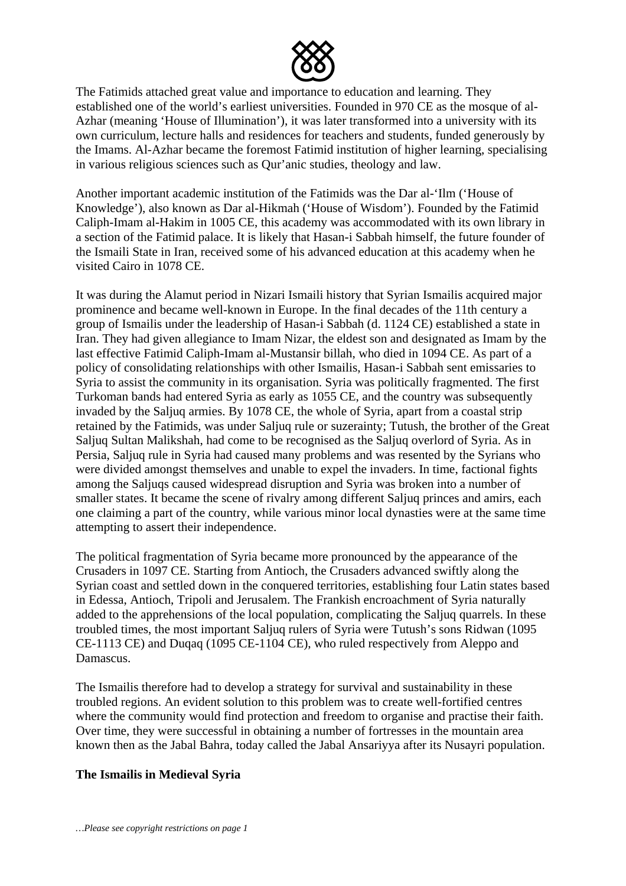The Fatimids attached great value and importance to education and learning. They established one of the world's earliest universities. Founded in 970 CE as the mosque of al-Azhar (meaning 'House of Illumination'), it was later transformed into a university with its own curriculum, lecture halls and residences for teachers and students, funded generously by the Imams. Al-Azhar became the foremost Fatimid institution of higher learning, specialising in various religious sciences such as Qur'anic studies, theology and law.

Another important academic institution of the Fatimids was the Dar al-'Ilm ('House of Knowledge'), also known as Dar al-Hikmah ('House of Wisdom'). Founded by the Fatimid Caliph-Imam al-Hakim in 1005 CE, this academy was accommodated with its own library in a section of the Fatimid palace. It is likely that Hasan-i Sabbah himself, the future founder of the Ismaili State in Iran, received some of his advanced education at this academy when he visited Cairo in 1078 CE.

It was during the Alamut period in Nizari Ismaili history that Syrian Ismailis acquired major prominence and became well-known in Europe. In the final decades of the 11th century a group of Ismailis under the leadership of Hasan-i Sabbah (d. 1124 CE) established a state in Iran. They had given allegiance to Imam Nizar, the eldest son and designated as Imam by the last effective Fatimid Caliph-Imam al-Mustansir billah, who died in 1094 CE. As part of a policy of consolidating relationships with other Ismailis, Hasan-i Sabbah sent emissaries to Syria to assist the community in its organisation. Syria was politically fragmented. The first Turkoman bands had entered Syria as early as 1055 CE, and the country was subsequently invaded by the Saljuq armies. By 1078 CE, the whole of Syria, apart from a coastal strip retained by the Fatimids, was under Saljuq rule or suzerainty; Tutush, the brother of the Great Saljuq Sultan Malikshah, had come to be recognised as the Saljuq overlord of Syria. As in Persia, Saljuq rule in Syria had caused many problems and was resented by the Syrians who were divided amongst themselves and unable to expel the invaders. In time, factional fights among the Saljuqs caused widespread disruption and Syria was broken into a number of smaller states. It became the scene of rivalry among different Saljuq princes and amirs, each one claiming a part of the country, while various minor local dynasties were at the same time attempting to assert their independence.

The political fragmentation of Syria became more pronounced by the appearance of the Crusaders in 1097 CE. Starting from Antioch, the Crusaders advanced swiftly along the Syrian coast and settled down in the conquered territories, establishing four Latin states based in Edessa, Antioch, Tripoli and Jerusalem. The Frankish encroachment of Syria naturally added to the apprehensions of the local population, complicating the Saljuq quarrels. In these troubled times, the most important Saljuq rulers of Syria were Tutush's sons Ridwan (1095 CE-1113 CE) and Duqaq (1095 CE-1104 CE), who ruled respectively from Aleppo and Damascus.

The Ismailis therefore had to develop a strategy for survival and sustainability in these troubled regions. An evident solution to this problem was to create well-fortified centres where the community would find protection and freedom to organise and practise their faith. Over time, they were successful in obtaining a number of fortresses in the mountain area known then as the Jabal Bahra, today called the Jabal Ansariyya after its Nusayri population.

**The Ismailis in Medieval Syria**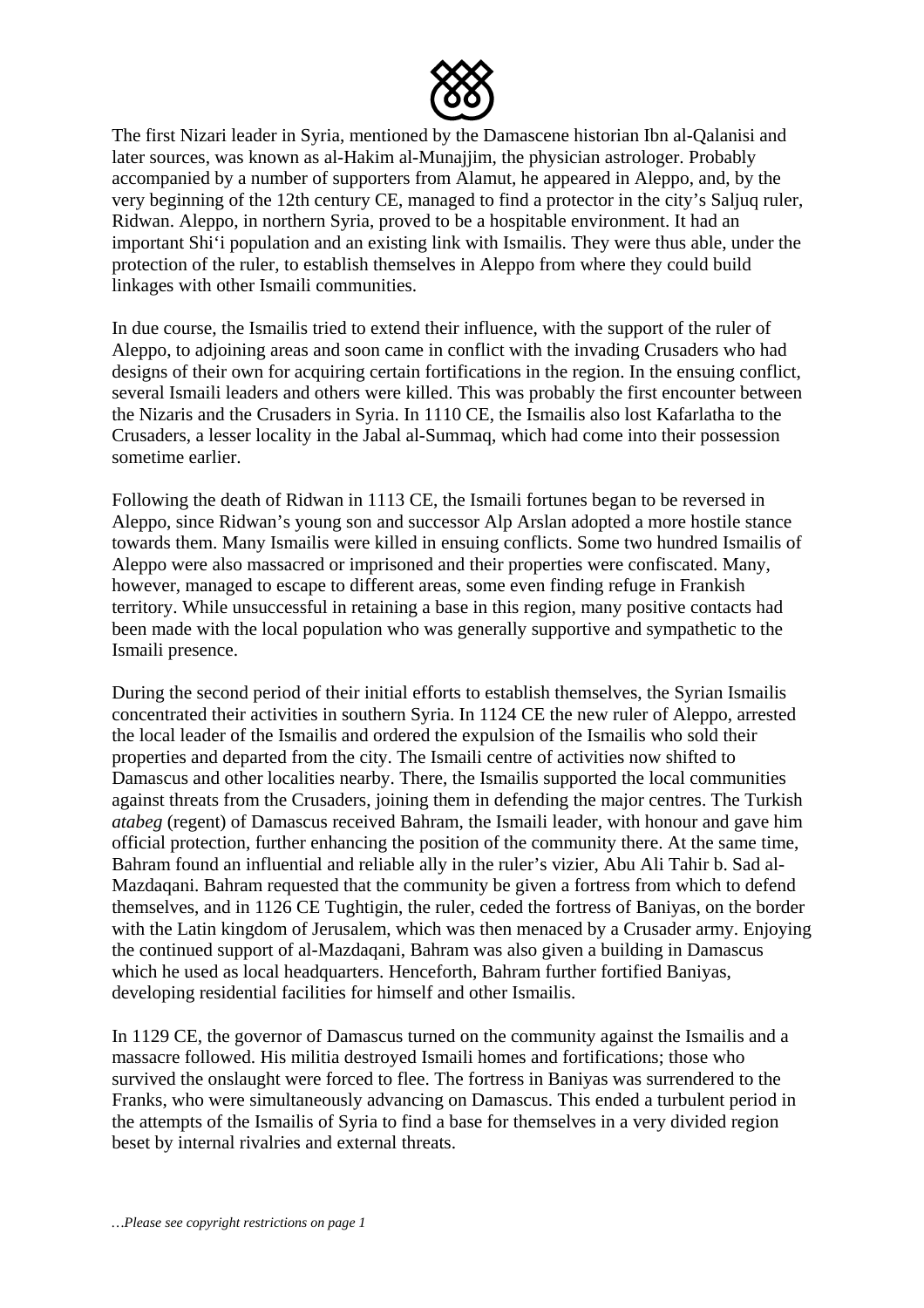The first Nizari leader in Syria, mentioned by the Damascene historian Ibn al-Qalanisi and later sources, was known as al-Hakim al-Munajjim, the physician astrologer. Probably accompanied by a number of supporters from Alamut, he appeared in Aleppo, and, by the very beginning of the 12th century CE, managed to find a protector in the city's Saljuq ruler, Ridwan. Aleppo, in northern Syria, proved to be a hospitable environment. It had an important Shi'i population and an existing link with Ismailis. They were thus able, under the protection of the ruler, to establish themselves in Aleppo from where they could build linkages with other Ismaili communities.

In due course, the Ismailis tried to extend their influence, with the support of the ruler of Aleppo, to adjoining areas and soon came in conflict with the invading Crusaders who had designs of their own for acquiring certain fortifications in the region. In the ensuing conflict, several Ismaili leaders and others were killed. This was probably the first encounter between the Nizaris and the Crusaders in Syria. In 1110 CE, the Ismailis also lost Kafarlatha to the Crusaders, a lesser locality in the Jabal al-Summaq, which had come into their possession sometime earlier.

Following the death of Ridwan in 1113 CE, the Ismaili fortunes began to be reversed in Aleppo, since Ridwan's young son and successor Alp Arslan adopted a more hostile stance towards them. Many Ismailis were killed in ensuing conflicts. Some two hundred Ismailis of Aleppo were also massacred or imprisoned and their properties were confiscated. Many, however, managed to escape to different areas, some even finding refuge in Frankish territory. While unsuccessful in retaining a base in this region, many positive contacts had been made with the local population who was generally supportive and sympathetic to the Ismaili presence.

During the second period of their initial efforts to establish themselves, the Syrian Ismailis concentrated their activities in southern Syria. In 1124 CE the new ruler of Aleppo, arrested the local leader of the Ismailis and ordered the expulsion of the Ismailis who sold their properties and departed from the city. The Ismaili centre of activities now shifted to Damascus and other localities nearby. There, the Ismailis supported the local communities against threats from the Crusaders, joining them in defending the major centres. The Turkish *atabeg* (regent) of Damascus received Bahram, the Ismaili leader, with honour and gave him official protection, further enhancing the position of the community there. At the same time, Bahram found an influential and reliable ally in the ruler's vizier, Abu Ali Tahir b. Sad al-Mazdaqani. Bahram requested that the community be given a fortress from which to defend themselves, and in 1126 CE Tughtigin, the ruler, ceded the fortress of Baniyas, on the border with the Latin kingdom of Jerusalem, which was then menaced by a Crusader army. Enjoying the continued support of al-Mazdaqani, Bahram was also given a building in Damascus which he used as local headquarters. Henceforth, Bahram further fortified Baniyas, developing residential facilities for himself and other Ismailis.

In 1129 CE, the governor of Damascus turned on the community against the Ismailis and a massacre followed. His militia destroyed Ismaili homes and fortifications; those who survived the onslaught were forced to flee. The fortress in Baniyas was surrendered to the Franks, who were simultaneously advancing on Damascus. This ended a turbulent period in the attempts of the Ismailis of Syria to find a base for themselves in a very divided region beset by internal rivalries and external threats.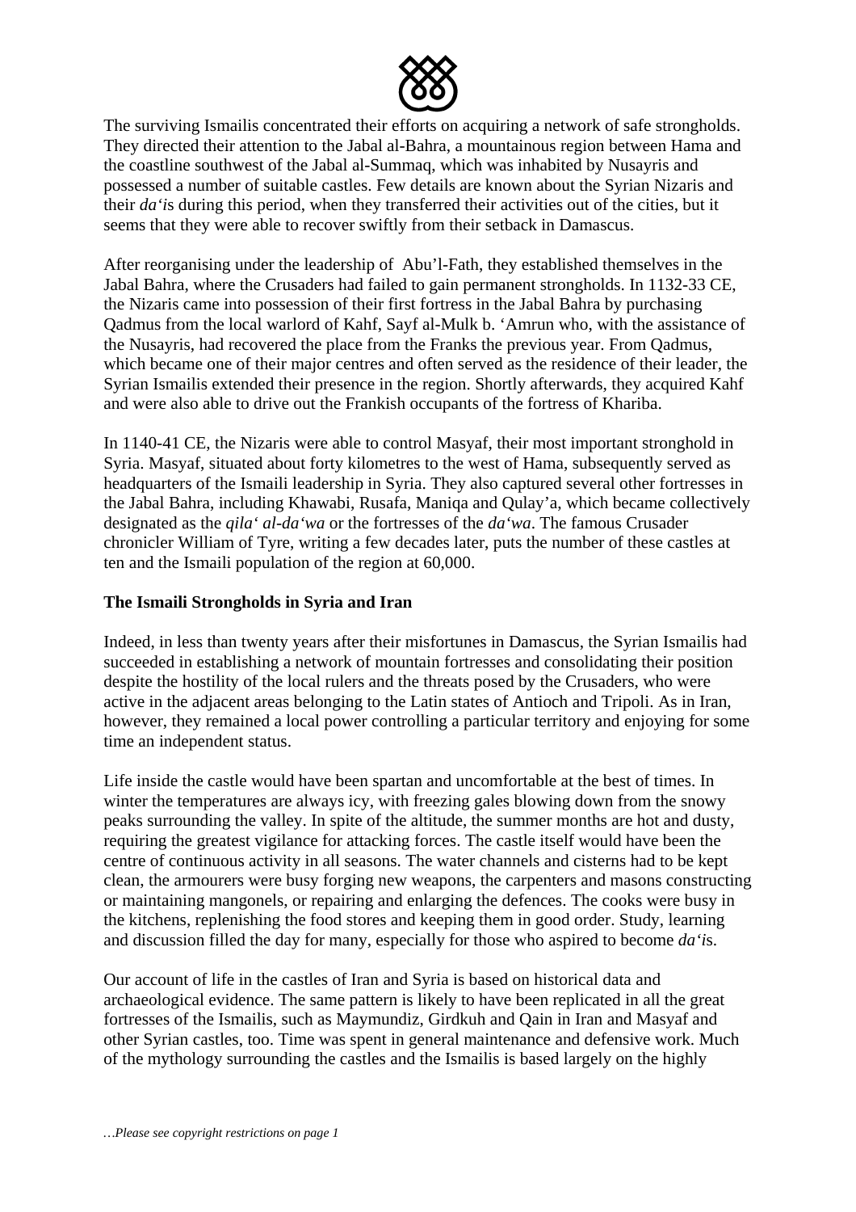The surviving Ismailis concentrated their efforts on acquiring a network of safe strongholds. They directed their attention to the Jabal al-Bahra, a mountainous region between Hama and the coastline southwest of the Jabal al-Summaq, which was inhabited by Nusayris and possessed a number of suitable castles. Few details are known about the Syrian Nizaris and their *da'i*s during this period, when they transferred their activities out of the cities, but it seems that they were able to recover swiftly from their setback in Damascus.

After reorganising under the leadership of Abu'l-Fath, they established themselves in the Jabal Bahra, where the Crusaders had failed to gain permanent strongholds. In 1132-33 CE, the Nizaris came into possession of their first fortress in the Jabal Bahra by purchasing Qadmus from the local warlord of Kahf, Sayf al-Mulk b. 'Amrun who, with the assistance of the Nusayris, had recovered the place from the Franks the previous year. From Qadmus, which became one of their major centres and often served as the residence of their leader, the Syrian Ismailis extended their presence in the region. Shortly afterwards, they acquired Kahf and were also able to drive out the Frankish occupants of the fortress of Khariba.

In 1140-41 CE, the Nizaris were able to control Masyaf, their most important stronghold in Syria. Masyaf, situated about forty kilometres to the west of Hama, subsequently served as headquarters of the Ismaili leadership in Syria. They also captured several other fortresses in the Jabal Bahra, including Khawabi, Rusafa, Maniqa and Qulay'a, which became collectively designated as the *qila' al-da'wa* or the fortresses of the *da'wa*. The famous Crusader chronicler William of Tyre, writing a few decades later, puts the number of these castles at ten and the Ismaili population of the region at 60,000.

**The Ismaili Strongholds in Syria and Iran**

Indeed, in less than twenty years after their misfortunes in Damascus, the Syrian Ismailis had succeeded in establishing a network of mountain fortresses and consolidating their position despite the hostility of the local rulers and the threats posed by the Crusaders, who were active in the adjacent areas belonging to the Latin states of Antioch and Tripoli. As in Iran, however, they remained a local power controlling a particular territory and enjoying for some time an independent status.

Life inside the castle would have been spartan and uncomfortable at the best of times. In winter the temperatures are always icy, with freezing gales blowing down from the snowy peaks surrounding the valley. In spite of the altitude, the summer months are hot and dusty, requiring the greatest vigilance for attacking forces. The castle itself would have been the centre of continuous activity in all seasons. The water channels and cisterns had to be kept clean, the armourers were busy forging new weapons, the carpenters and masons constructing or maintaining mangonels, or repairing and enlarging the defences. The cooks were busy in the kitchens, replenishing the food stores and keeping them in good order. Study, learning and discussion filled the day for many, especially for those who aspired to become *da'i*s.

Our account of life in the castles of Iran and Syria is based on historical data and archaeological evidence. The same pattern is likely to have been replicated in all the great fortresses of the Ismailis, such as Maymundiz, Girdkuh and Qain in Iran and Masyaf and other Syrian castles, too. Time was spent in general maintenance and defensive work. Much of the mythology surrounding the castles and the Ismailis is based largely on the highly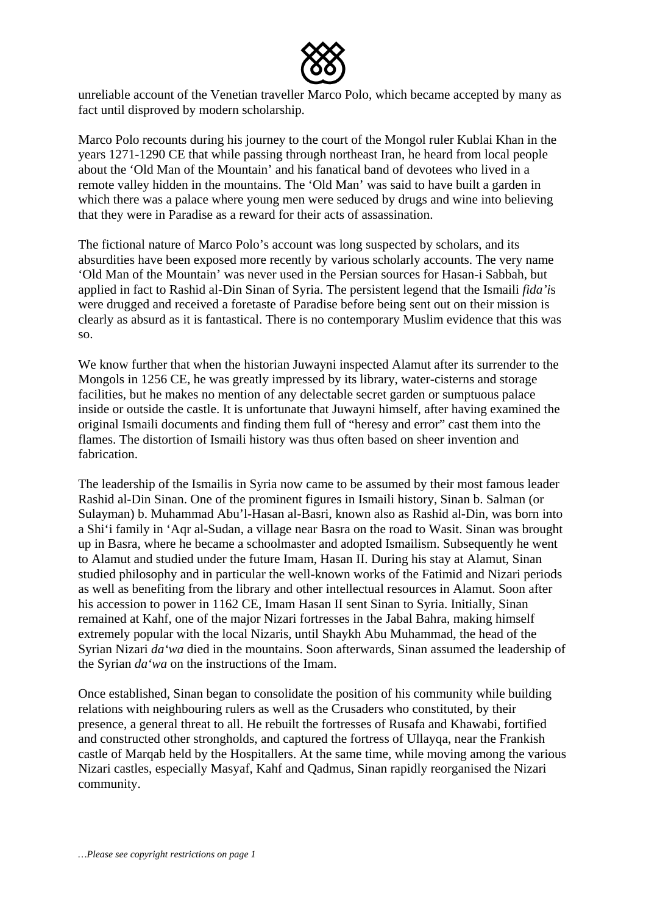unreliable account of the Venetian traveller Marco Polo, which became accepted by many as fact until disproved by modern scholarship.

Marco Polo recounts during his journey to the court of the Mongol ruler Kublai Khan in the years 1271-1290 CE that while passing through northeast Iran, he heard from local people about the 'Old Man of the Mountain' and his fanatical band of devotees who lived in a remote valley hidden in the mountains. The 'Old Man' was said to have built a garden in which there was a palace where young men were seduced by drugs and wine into believing that they were in Paradise as a reward for their acts of assassination.

The fictional nature of Marco Polo's account was long suspected by scholars, and its absurdities have been exposed more recently by various scholarly accounts. The very name 'Old Man of the Mountain' was never used in the Persian sources for Hasan-i Sabbah, but applied in fact to Rashid al-Din Sinan of Syria. The persistent legend that the Ismaili *fida'i*s were drugged and received a foretaste of Paradise before being sent out on their mission is clearly as absurd as it is fantastical. There is no contemporary Muslim evidence that this was so.

We know further that when the historian Juwayni inspected Alamut after its surrender to the Mongols in 1256 CE, he was greatly impressed by its library, water-cisterns and storage facilities, but he makes no mention of any delectable secret garden or sumptuous palace inside or outside the castle. It is unfortunate that Juwayni himself, after having examined the original Ismaili documents and finding them full of "heresy and error" cast them into the flames. The distortion of Ismaili history was thus often based on sheer invention and fabrication.

The leadership of the Ismailis in Syria now came to be assumed by their most famous leader Rashid al-Din Sinan. One of the prominent figures in Ismaili history, Sinan b. Salman (or Sulayman) b. Muhammad Abu'l-Hasan al-Basri, known also as Rashid al-Din, was born into a Shi'i family in 'Aqr al-Sudan, a village near Basra on the road to Wasit. Sinan was brought up in Basra, where he became a schoolmaster and adopted Ismailism. Subsequently he went to Alamut and studied under the future Imam, Hasan II. During his stay at Alamut, Sinan studied philosophy and in particular the well-known works of the Fatimid and Nizari periods as well as benefiting from the library and other intellectual resources in Alamut. Soon after his accession to power in 1162 CE, Imam Hasan II sent Sinan to Syria. Initially, Sinan remained at Kahf, one of the major Nizari fortresses in the Jabal Bahra, making himself extremely popular with the local Nizaris, until Shaykh Abu Muhammad, the head of the Syrian Nizari *da'wa* died in the mountains. Soon afterwards, Sinan assumed the leadership of the Syrian *da'wa* on the instructions of the Imam.

Once established, Sinan began to consolidate the position of his community while building relations with neighbouring rulers as well as the Crusaders who constituted, by their presence, a general threat to all. He rebuilt the fortresses of Rusafa and Khawabi, fortified and constructed other strongholds, and captured the fortress of Ullayqa, near the Frankish castle of Marqab held by the Hospitallers. At the same time, while moving among the various Nizari castles, especially Masyaf, Kahf and Qadmus, Sinan rapidly reorganised the Nizari community.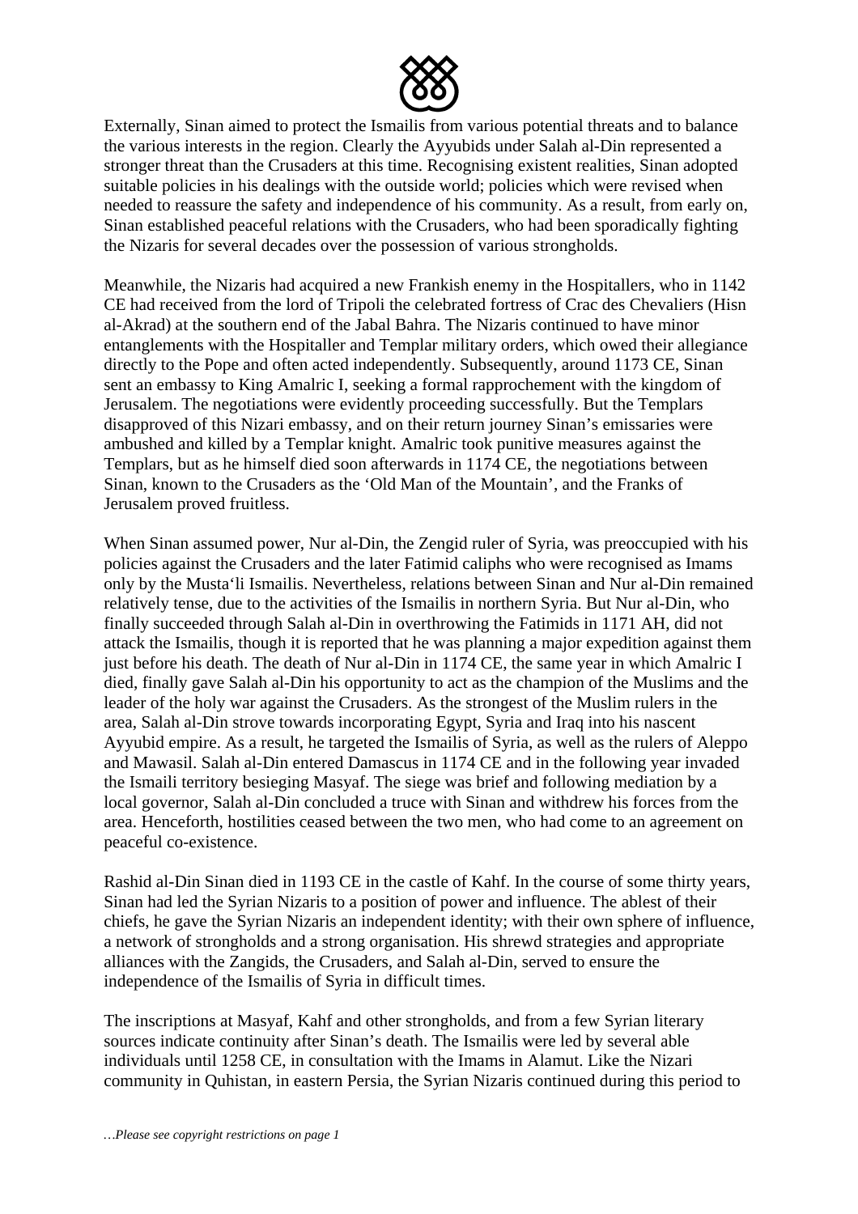Externally, Sinan aimed to protect the Ismailis from various potential threats and to balance the various interests in the region. Clearly the Ayyubids under Salah al-Din represented a stronger threat than the Crusaders at this time. Recognising existent realities, Sinan adopted suitable policies in his dealings with the outside world; policies which were revised when needed to reassure the safety and independence of his community. As a result, from early on, Sinan established peaceful relations with the Crusaders, who had been sporadically fighting the Nizaris for several decades over the possession of various strongholds.

Meanwhile, the Nizaris had acquired a new Frankish enemy in the Hospitallers, who in 1142 CE had received from the lord of Tripoli the celebrated fortress of Crac des Chevaliers (Hisn al-Akrad) at the southern end of the Jabal Bahra. The Nizaris continued to have minor entanglements with the Hospitaller and Templar military orders, which owed their allegiance directly to the Pope and often acted independently. Subsequently, around 1173 CE, Sinan sent an embassy to King Amalric I, seeking a formal rapprochement with the kingdom of Jerusalem. The negotiations were evidently proceeding successfully. But the Templars disapproved of this Nizari embassy, and on their return journey Sinan's emissaries were ambushed and killed by a Templar knight. Amalric took punitive measures against the Templars, but as he himself died soon afterwards in 1174 CE, the negotiations between Sinan, known to the Crusaders as the 'Old Man of the Mountain', and the Franks of Jerusalem proved fruitless.

When Sinan assumed power, Nur al-Din, the Zengid ruler of Syria, was preoccupied with his policies against the Crusaders and the later Fatimid caliphs who were recognised as Imams only by the Musta'li Ismailis. Nevertheless, relations between Sinan and Nur al-Din remained relatively tense, due to the activities of the Ismailis in northern Syria. But Nur al-Din, who finally succeeded through Salah al-Din in overthrowing the Fatimids in 1171 AH, did not attack the Ismailis, though it is reported that he was planning a major expedition against them just before his death. The death of Nur al-Din in 1174 CE, the same year in which Amalric I died, finally gave Salah al-Din his opportunity to act as the champion of the Muslims and the leader of the holy war against the Crusaders. As the strongest of the Muslim rulers in the area, Salah al-Din strove towards incorporating Egypt, Syria and Iraq into his nascent Ayyubid empire. As a result, he targeted the Ismailis of Syria, as well as the rulers of Aleppo and Mawasil. Salah al-Din entered Damascus in 1174 CE and in the following year invaded the Ismaili territory besieging Masyaf. The siege was brief and following mediation by a local governor, Salah al-Din concluded a truce with Sinan and withdrew his forces from the area. Henceforth, hostilities ceased between the two men, who had come to an agreement on peaceful co-existence.

Rashid al-Din Sinan died in 1193 CE in the castle of Kahf. In the course of some thirty years, Sinan had led the Syrian Nizaris to a position of power and influence. The ablest of their chiefs, he gave the Syrian Nizaris an independent identity; with their own sphere of influence, a network of strongholds and a strong organisation. His shrewd strategies and appropriate alliances with the Zangids, the Crusaders, and Salah al-Din, served to ensure the independence of the Ismailis of Syria in difficult times.

The inscriptions at Masyaf, Kahf and other strongholds, and from a few Syrian literary sources indicate continuity after Sinan's death. The Ismailis were led by several able individuals until 1258 CE, in consultation with the Imams in Alamut. Like the Nizari community in Quhistan, in eastern Persia, the Syrian Nizaris continued during this period to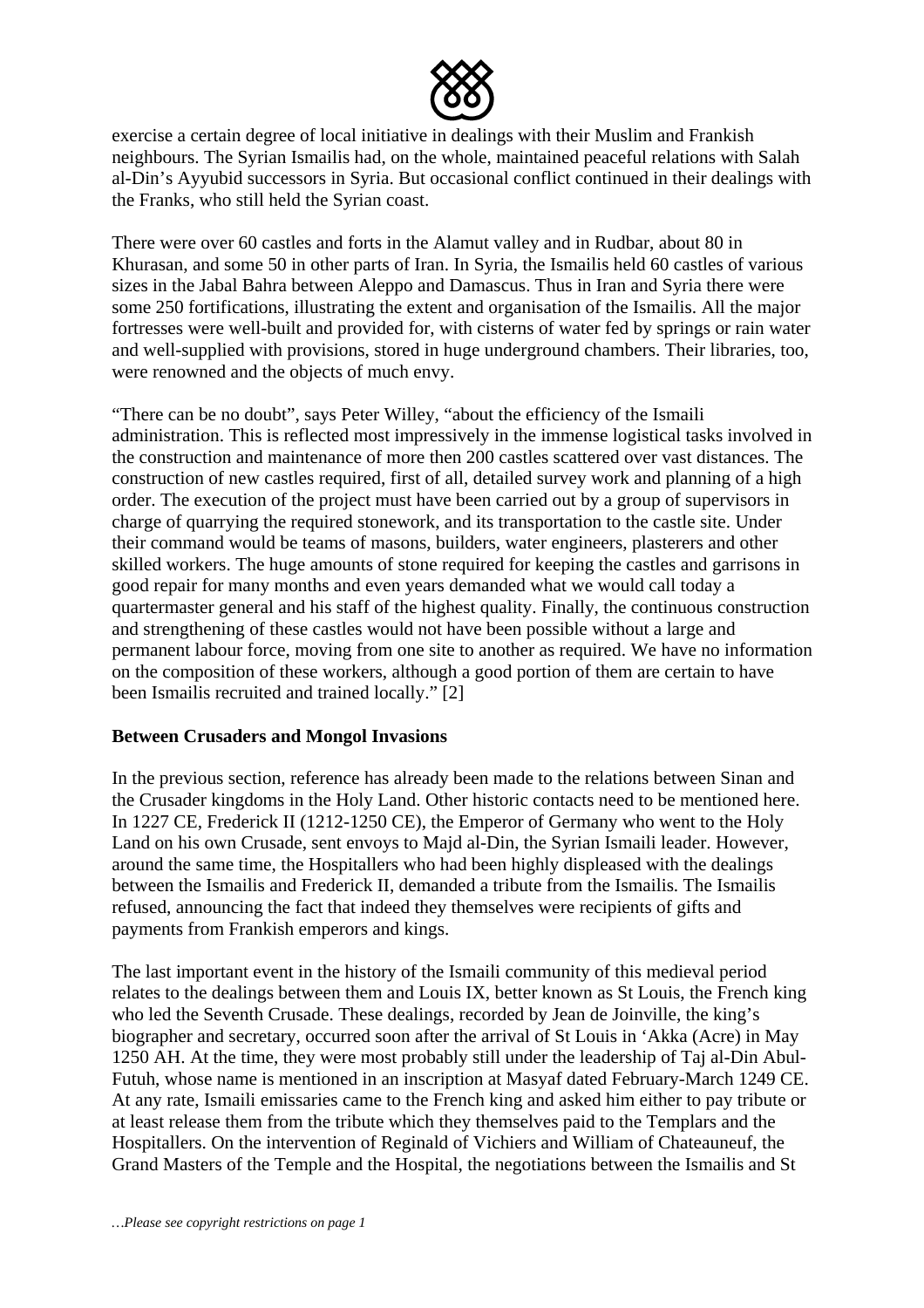exercise a certain degree of local initiative in dealings with their Muslim and Frankish neighbours. The Syrian Ismailis had, on the whole, maintained peaceful relations with Salah al-Din's Ayyubid successors in Syria. But occasional conflict continued in their dealings with the Franks, who still held the Syrian coast.

There were over 60 castles and forts in the Alamut valley and in Rudbar, about 80 in Khurasan, and some 50 in other parts of Iran. In Syria, the Ismailis held 60 castles of various sizes in the Jabal Bahra between Aleppo and Damascus. Thus in Iran and Syria there were some 250 fortifications, illustrating the extent and organisation of the Ismailis. All the major fortresses were well-built and provided for, with cisterns of water fed by springs or rain water and well-supplied with provisions, stored in huge underground chambers. Their libraries, too, were renowned and the objects of much envy.

"There can be no doubt", says Peter Willey, "about the efficiency of the Ismaili administration. This is reflected most impressively in the immense logistical tasks involved in the construction and maintenance of more then 200 castles scattered over vast distances. The construction of new castles required, first of all, detailed survey work and planning of a high order. The execution of the project must have been carried out by a group of supervisors in charge of quarrying the required stonework, and its transportation to the castle site. Under their command would be teams of masons, builders, water engineers, plasterers and other skilled workers. The huge amounts of stone required for keeping the castles and garrisons in good repair for many months and even years demanded what we would call today a quartermaster general and his staff of the highest quality. Finally, the continuous construction and strengthening of these castles would not have been possible without a large and permanent labour force, moving from one site to another as required. We have no information on the composition of these workers, although a good portion of them are certain to have been Ismailis recruited and trained locally." [2]

**Between Crusaders and Mongol Invasions**

In the previous section, reference has already been made to the relations between Sinan and the Crusader kingdoms in the Holy Land. Other historic contacts need to be mentioned here. In 1227 CE, Frederick II (1212-1250 CE), the Emperor of Germany who went to the Holy Land on his own Crusade, sent envoys to Majd al-Din, the Syrian Ismaili leader. However, around the same time, the Hospitallers who had been highly displeased with the dealings between the Ismailis and Frederick II, demanded a tribute from the Ismailis. The Ismailis refused, announcing the fact that indeed they themselves were recipients of gifts and payments from Frankish emperors and kings.

The last important event in the history of the Ismaili community of this medieval period relates to the dealings between them and Louis IX, better known as St Louis, the French king who led the Seventh Crusade. These dealings, recorded by Jean de Joinville, the king's biographer and secretary, occurred soon after the arrival of St Louis in 'Akka (Acre) in May 1250 AH. At the time, they were most probably still under the leadership of Taj al-Din Abul-Futuh, whose name is mentioned in an inscription at Masyaf dated February-March 1249 CE. At any rate, Ismaili emissaries came to the French king and asked him either to pay tribute or at least release them from the tribute which they themselves paid to the Templars and the Hospitallers. On the intervention of Reginald of Vichiers and William of Chateauneuf, the Grand Masters of the Temple and the Hospital, the negotiations between the Ismailis and St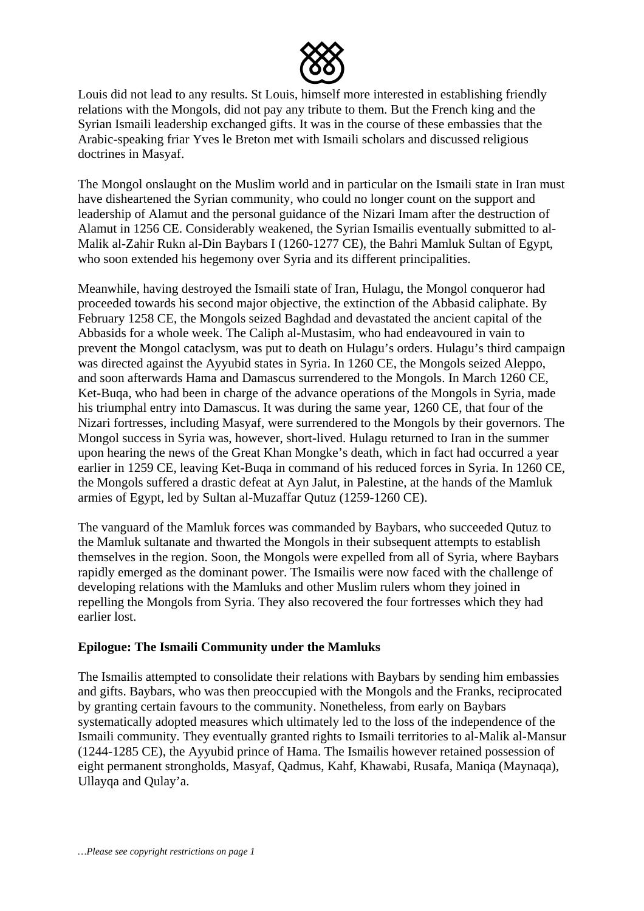Louis did not lead to any results. St Louis, himself more interested in establishing friendly relations with the Mongols, did not pay any tribute to them. But the French king and the Syrian Ismaili leadership exchanged gifts. It was in the course of these embassies that the Arabic-speaking friar Yves le Breton met with Ismaili scholars and discussed religious doctrines in Masyaf.

The Mongol onslaught on the Muslim world and in particular on the Ismaili state in Iran must have disheartened the Syrian community, who could no longer count on the support and leadership of Alamut and the personal guidance of the Nizari Imam after the destruction of Alamut in 1256 CE. Considerably weakened, the Syrian Ismailis eventually submitted to al-Malik al-Zahir Rukn al-Din Baybars I (1260-1277 CE), the Bahri Mamluk Sultan of Egypt, who soon extended his hegemony over Syria and its different principalities.

Meanwhile, having destroyed the Ismaili state of Iran, Hulagu, the Mongol conqueror had proceeded towards his second major objective, the extinction of the Abbasid caliphate. By February 1258 CE, the Mongols seized Baghdad and devastated the ancient capital of the Abbasids for a whole week. The Caliph al-Mustasim, who had endeavoured in vain to prevent the Mongol cataclysm, was put to death on Hulagu's orders. Hulagu's third campaign was directed against the Ayyubid states in Syria. In 1260 CE, the Mongols seized Aleppo, and soon afterwards Hama and Damascus surrendered to the Mongols. In March 1260 CE, Ket-Buqa, who had been in charge of the advance operations of the Mongols in Syria, made his triumphal entry into Damascus. It was during the same year, 1260 CE, that four of the Nizari fortresses, including Masyaf, were surrendered to the Mongols by their governors. The Mongol success in Syria was, however, short-lived. Hulagu returned to Iran in the summer upon hearing the news of the Great Khan Mongke's death, which in fact had occurred a year earlier in 1259 CE, leaving Ket-Buqa in command of his reduced forces in Syria. In 1260 CE, the Mongols suffered a drastic defeat at Ayn Jalut, in Palestine, at the hands of the Mamluk armies of Egypt, led by Sultan al-Muzaffar Qutuz (1259-1260 CE).

The vanguard of the Mamluk forces was commanded by Baybars, who succeeded Qutuz to the Mamluk sultanate and thwarted the Mongols in their subsequent attempts to establish themselves in the region. Soon, the Mongols were expelled from all of Syria, where Baybars rapidly emerged as the dominant power. The Ismailis were now faced with the challenge of developing relations with the Mamluks and other Muslim rulers whom they joined in repelling the Mongols from Syria. They also recovered the four fortresses which they had earlier lost.

## Epilogue: The Ismaili Community under the Mamluks

The Ismailis attempted to consolidate their relations with Baybars by sending him embassies and gifts. Baybars, who was then preoccupied with the Mongols and the Franks, reciprocated by granting certain favours to the community. Nonetheless, from early on Baybars systematically adopted measures which ultimately led to the loss of the independence of the Ismaili community. They eventually granted rights to Ismaili territories to al-Malik al-Mansur (1244-1285 CE), the Ayyubid prince of Hama. The Ismailis however retained possession of eight permanent strongholds, Masyaf, Qadmus, Kahf, Khawabi, Rusafa, Maniqa (Maynaqa), Ullayqa and Qulay'a.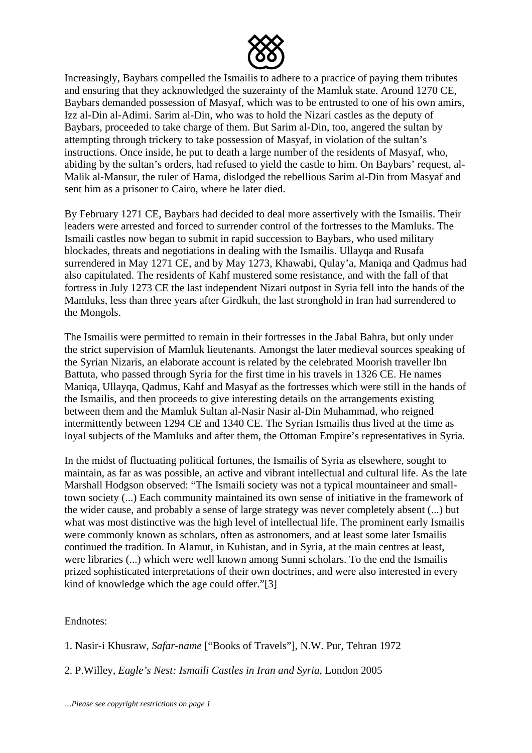Increasingly, Baybars compelled the Ismailis to adhere to a practice of paying them tributes and ensuring that they acknowledged the suzerainty of the Mamluk state. Around 1270 CE, Baybars demanded possession of Masyaf, which was to be entrusted to one of his own amirs, Izz al-Din al-Adimi. Sarim al-Din, who was to hold the Nizari castles as the deputy of Baybars, proceeded to take charge of them. But Sarim al-Din, too, angered the sultan by attempting through trickery to take possession of Masyaf, in violation of the sultan's instructions. Once inside, he put to death a large number of the residents of Masyaf, who, abiding by the sultan's orders, had refused to yield the castle to him. On Baybars' request, al-Malik al-Mansur, the ruler of Hama, dislodged the rebellious Sarim al-Din from Masyaf and sent him as a prisoner to Cairo, where he later died.

By February 1271 CE, Baybars had decided to deal more assertively with the Ismailis. Their leaders were arrested and forced to surrender control of the fortresses to the Mamluks. The Ismaili castles now began to submit in rapid succession to Baybars, who used military blockades, threats and negotiations in dealing with the Ismailis. Ullayqa and Rusafa surrendered in May 1271 CE, and by May 1273, Khawabi, Qulay'a, Maniqa and Qadmus had also capitulated. The residents of Kahf mustered some resistance, and with the fall of that fortress in July 1273 CE the last independent Nizari outpost in Syria fell into the hands of the Mamluks, less than three years after Girdkuh, the last stronghold in Iran had surrendered to the Mongols.

The Ismailis were permitted to remain in their fortresses in the Jabal Bahra, but only under the strict supervision of Mamluk lieutenants. Amongst the later medieval sources speaking of the Syrian Nizaris, an elaborate account is related by the celebrated Moorish traveller lbn Battuta, who passed through Syria for the first time in his travels in 1326 CE. He names Maniqa, Ullayqa, Qadmus, Kahf and Masyaf as the fortresses which were still in the hands of the Ismailis, and then proceeds to give interesting details on the arrangements existing between them and the Mamluk Sultan al-Nasir Nasir al-Din Muhammad, who reigned intermittently between 1294 CE and 1340 CE. The Syrian Ismailis thus lived at the time as loyal subjects of the Mamluks and after them, the Ottoman Empire's representatives in Syria.

In the midst of fluctuating political fortunes, the Ismailis of Syria as elsewhere, sought to maintain, as far as was possible, an active and vibrant intellectual and cultural life. As the late Marshall Hodgson observed: "The Ismaili society was not a typical mountaineer and small-town society (...) Each community maintained its own sense of initiative in the framework of the wider cause, and probably a sense of large strategy was never completely absent (...) but what was most distinctive was the high level of intellectual life. The prominent early Ismailis were commonly known as scholars, often as astronomers, and at least some later Ismailis continued the tradition. In Alamut, in Kuhistan, and in Syria, at the main centres at least, were libraries (...) which were well known among Sunni scholars. To the end the Ismailis prized sophisticated interpretations of their own doctrines, and were also interested in every kind of knowledge which the age could offer."[3]

Endnotes:

1. Nasir-i Khusraw, *Safar-name* ["Books of Travels"], N.W. Pur, Tehran 1972

2. P.Willey, *Eagle's Nest: Ismaili Castles in Iran and Syria*, London 2005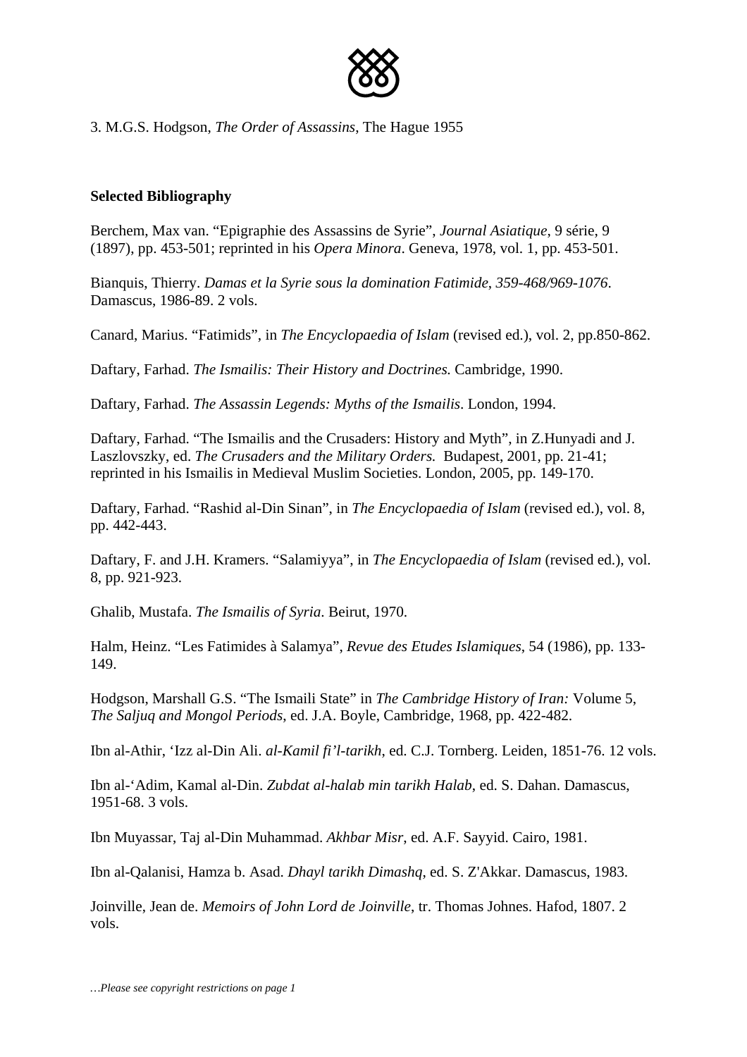3. M.G.S. Hodgson, *The Order of Assassins*, The Hague 1955

**Selected Bibliography**

Berchem, Max van. "Epigraphie des Assassins de Syrie", *Journal Asiatique*, 9 série, 9 (1897), pp. 453-501; reprinted in his *Opera Minora*. Geneva, 1978, vol. 1, pp. 453-501.

Bianquis, Thierry. *Damas et la Syrie sous la domination Fatimide, 359-468/969-1076*. Damascus, 1986-89. 2 vols.

Canard, Marius. "Fatimids", in *The Encyclopaedia of Islam* (revised ed.), vol. 2, pp.850-862.

Daftary, Farhad. *The Ismailis: Their History and Doctrines.* Cambridge, 1990.

Daftary, Farhad. *The Assassin Legends: Myths of the Ismailis*. London, 1994.

Daftary, Farhad. "The Ismailis and the Crusaders: History and Myth", in Z.Hunyadi and J. Laszlovszky, ed. *The Crusaders and the Military Orders.* Budapest, 2001, pp. 21-41; reprinted in his Ismailis in Medieval Muslim Societies. London, 2005, pp. 149-170.

Daftary, Farhad. "Rashid al-Din Sinan", in *The Encyclopaedia of Islam* (revised ed.), vol. 8, pp. 442-443.

Daftary, F. and J.H. Kramers. "Salamiyya", in *The Encyclopaedia of Islam* (revised ed.), vol. 8, pp. 921-923.

Ghalib, Mustafa. *The Ismailis of Syria*. Beirut, 1970.

Halm, Heinz. "Les Fatimides à Salamya", *Revue des Etudes Islamiques*, 54 (1986), pp. 133-149.

Hodgson, Marshall G.S. "The Ismaili State" in *The Cambridge History of Iran:* Volume 5, *The Saljuq and Mongol Periods*, ed. J.A. Boyle, Cambridge, 1968, pp. 422-482.

Ibn al-Athir, 'Izz al-Din Ali. *al-Kamil fi'l-tarikh*, ed. C.J. Tornberg. Leiden, 1851-76. 12 vols.

Ibn al-'Adim, Kamal al-Din. *Zubdat al-halab min tarikh Halab*, ed. S. Dahan. Damascus, 1951-68. 3 vols.

Ibn Muyassar, Taj al-Din Muhammad. *Akhbar Misr*, ed. A.F. Sayyid. Cairo, 1981.

Ibn al-Qalanisi, Hamza b. Asad. *Dhayl tarikh Dimashq*, ed. S. Z'Akkar. Damascus, 1983.

Joinville, Jean de. *Memoirs of John Lord de Joinville*, tr. Thomas Johnes. Hafod, 1807. 2 vols.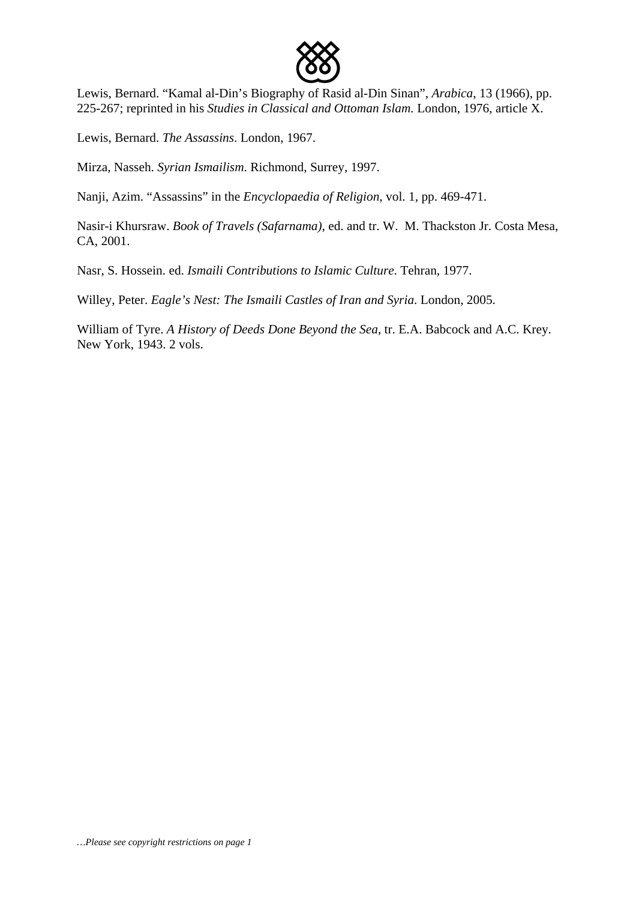Lewis, Bernard. “Kamal al-Din’s Biography of Rasid al-Din Sinan”, *Arabica*, 13 (1966), pp. 225-267; reprinted in his *Studies in Classical and Ottoman Islam.* London, 1976, article X.

Lewis, Bernard. *The Assassins*. London, 1967.

Mirza, Nasseh. *Syrian Ismailism*. Richmond, Surrey, 1997.

Nanji, Azim. “Assassins” in the *Encyclopaedia of Religion*, vol. 1, pp. 469-471.

Nasir-i Khursraw. *Book of Travels (Safarnama)*, ed. and tr. W. M. Thackston Jr. Costa Mesa, CA, 2001.

Nasr, S. Hossein. ed. *Ismaili Contributions to Islamic Culture.* Tehran, 1977.

Willey, Peter. *Eagle’s Nest: The Ismaili Castles of Iran and Syria*. London, 2005.

William of Tyre. *A History of Deeds Done Beyond the Sea*, tr. E.A. Babcock and A.C. Krey. New York, 1943. 2 vols.